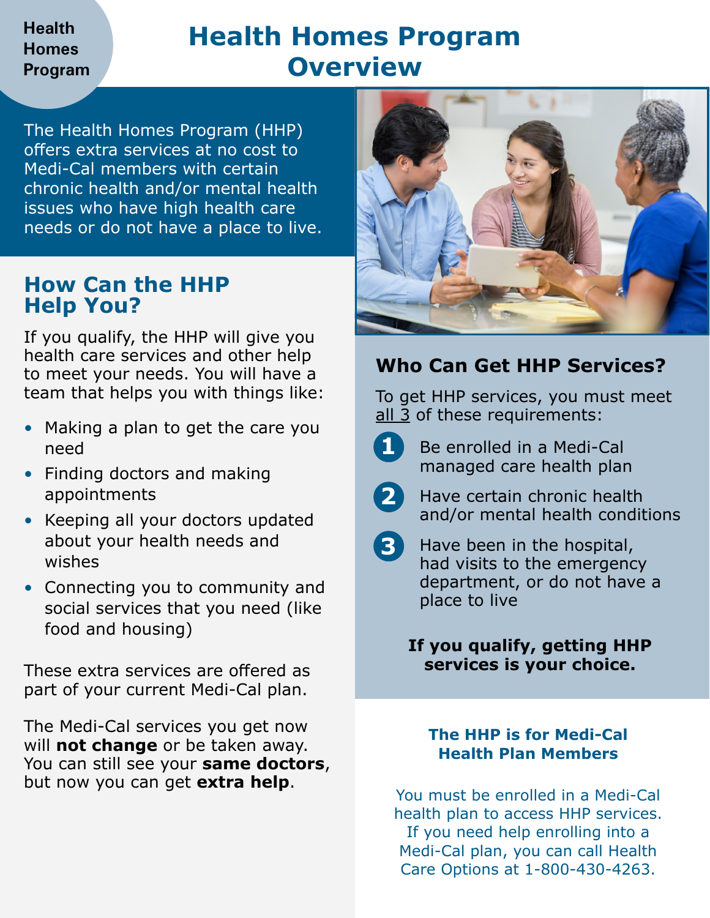# Health Homes Program Overview

The Health Homes Program (HHP) offers extra services at no cost to Medi-Cal members with certain chronic health and/or mental health issues who have high health care needs or do not have a place to live.

## How Can the HHP Help You?

If you qualify, the HHP will give you health care services and other help to meet your needs. You will have a team that helps you with things like:

- Making a plan to get the care you need
- Finding doctors and making appointments
- Keeping all your doctors updated about your health needs and wishes
- Connecting you to community and social services that you need (like food and housing)

These extra services are offered as part of your current Medi-Cal plan.

The Medi-Cal services you get now will **not change** or be taken away. You can still see your **same doctors**, but now you can get **extra help**.

## Who Can Get HHP Services?

To get HHP services, you must meet all 3 of these requirements:

1. Be enrolled in a Medi-Cal managed care health plan
2. Have certain chronic health and/or mental health conditions
3. Have been in the hospital, had visits to the emergency department, or do not have a place to live

**If you qualify, getting HHP services is your choice.**

### The HHP is for Medi-Cal Health Plan Members

You must be enrolled in a Medi-Cal health plan to access HHP services. If you need help enrolling into a Medi-Cal plan, you can call Health Care Options at 1-800-430-4263.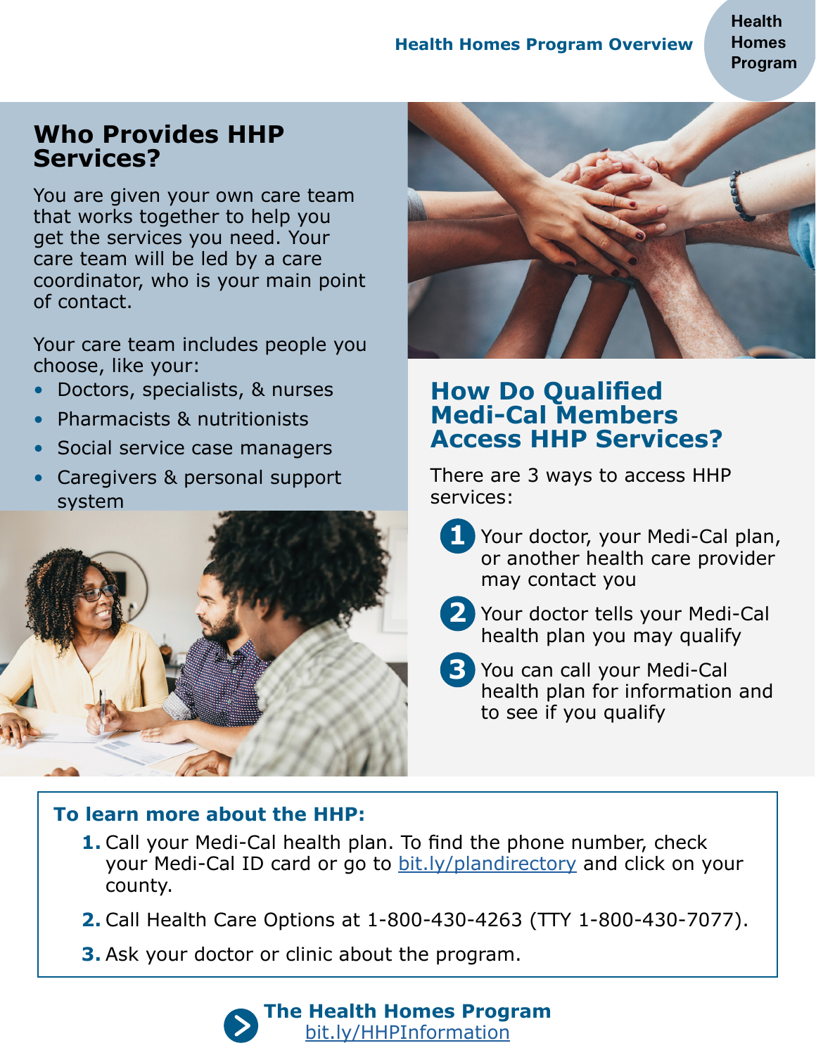## Who Provides HHP Services?

You are given your own care team that works together to help you get the services you need. Your care team will be led by a care coordinator, who is your main point of contact.

Your care team includes people you choose, like your:

- Doctors, specialists, & nurses
- Pharmacists & nutritionists
- Social service case managers
- Caregivers & personal support system

## How Do Qualified Medi-Cal Members Access HHP Services?

There are 3 ways to access HHP services:

1. Your doctor, your Medi-Cal plan, or another health care provider may contact you
2. Your doctor tells your Medi-Cal health plan you may qualify
3. You can call your Medi-Cal health plan for information and to see if you qualify

**To learn more about the HHP:**

1. Call your Medi-Cal health plan. To find the phone number, check your Medi-Cal ID card or go to bit.ly/plandirectory and click on your county.
2. Call Health Care Options at 1-800-430-4263 (TTY 1-800-430-7077).
3. Ask your doctor or clinic about the program.

**The Health Homes Program**
bit.ly/HHPInformation